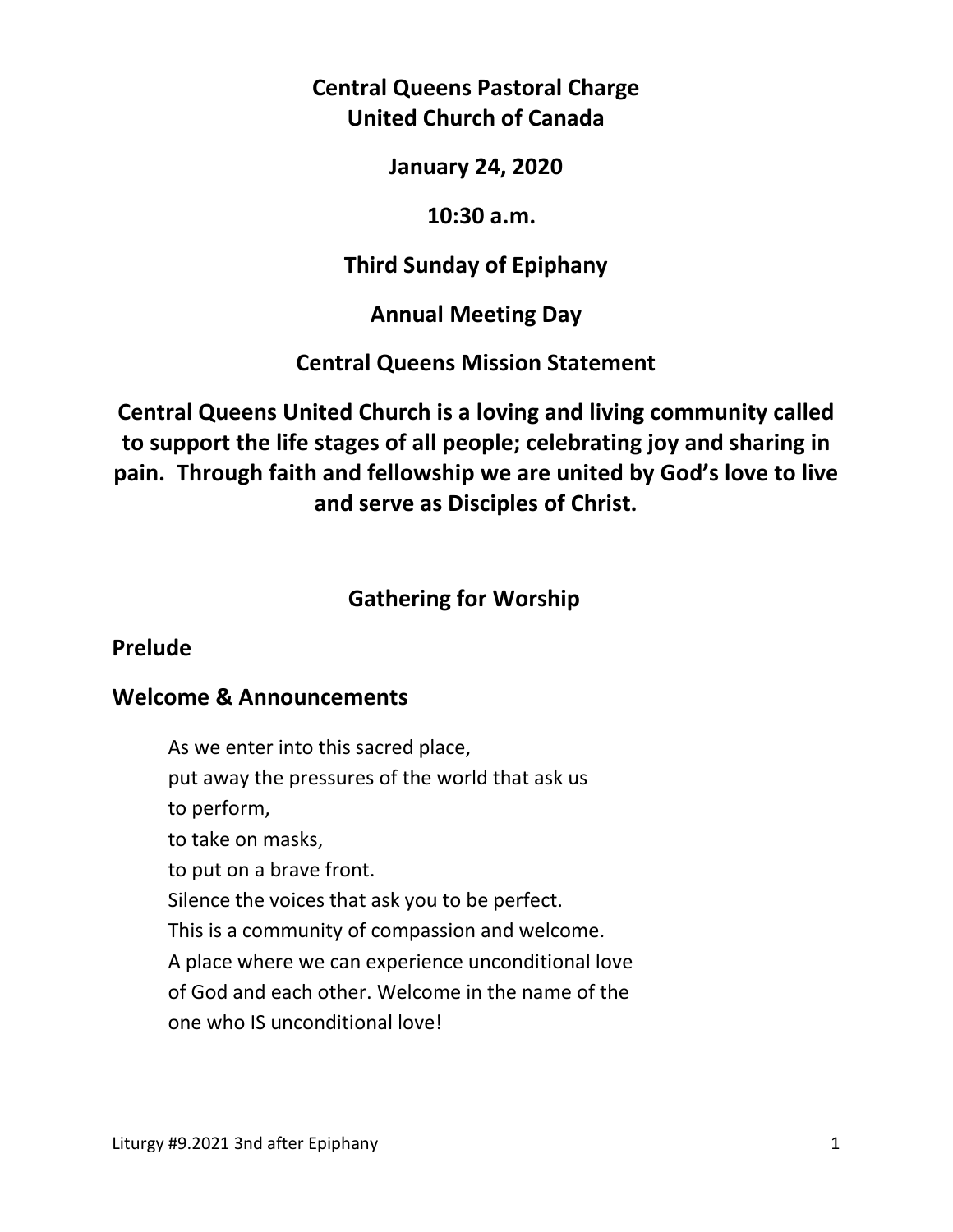**Central Queens Pastoral Charge**
**United Church of Canada**

**January 24, 2020**

**10:30 a.m.**

**Third Sunday of Epiphany**

**Annual Meeting Day**

**Central Queens Mission Statement**

**Central Queens United Church is a loving and living community called to support the life stages of all people; celebrating joy and sharing in pain. Through faith and fellowship we are united by God's love to live and serve as Disciples of Christ.**

## Gathering for Worship

### Prelude

### Welcome & Announcements

As we enter into this sacred place,
put away the pressures of the world that ask us
to perform,
to take on masks,
to put on a brave front.
Silence the voices that ask you to be perfect.
This is a community of compassion and welcome.
A place where we can experience unconditional love
of God and each other. Welcome in the name of the
one who IS unconditional love!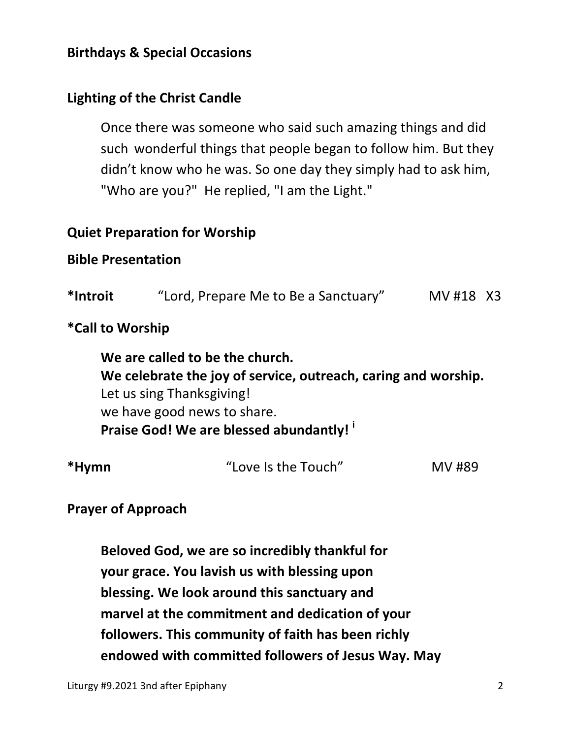**Birthdays & Special Occasions**

**Lighting of the Christ Candle**

Once there was someone who said such amazing things and did such wonderful things that people began to follow him. But they didn't know who he was. So one day they simply had to ask him, "Who are you?" He replied, "I am the Light."

**Quiet Preparation for Worship**

**Bible Presentation**

**\*Introit** "Lord, Prepare Me to Be a Sanctuary" MV #18 X3

**\*Call to Worship**

**We are called to be the church.**
**We celebrate the joy of service, outreach, caring and worship.**
Let us sing Thanksgiving!
we have good news to share.
**Praise God! We are blessed abundantly!** [i]

**\*Hymn** "Love Is the Touch" MV #89

**Prayer of Approach**

**Beloved God, we are so incredibly thankful for your grace. You lavish us with blessing upon blessing. We look around this sanctuary and marvel at the commitment and dedication of your followers. This community of faith has been richly endowed with committed followers of Jesus Way. May**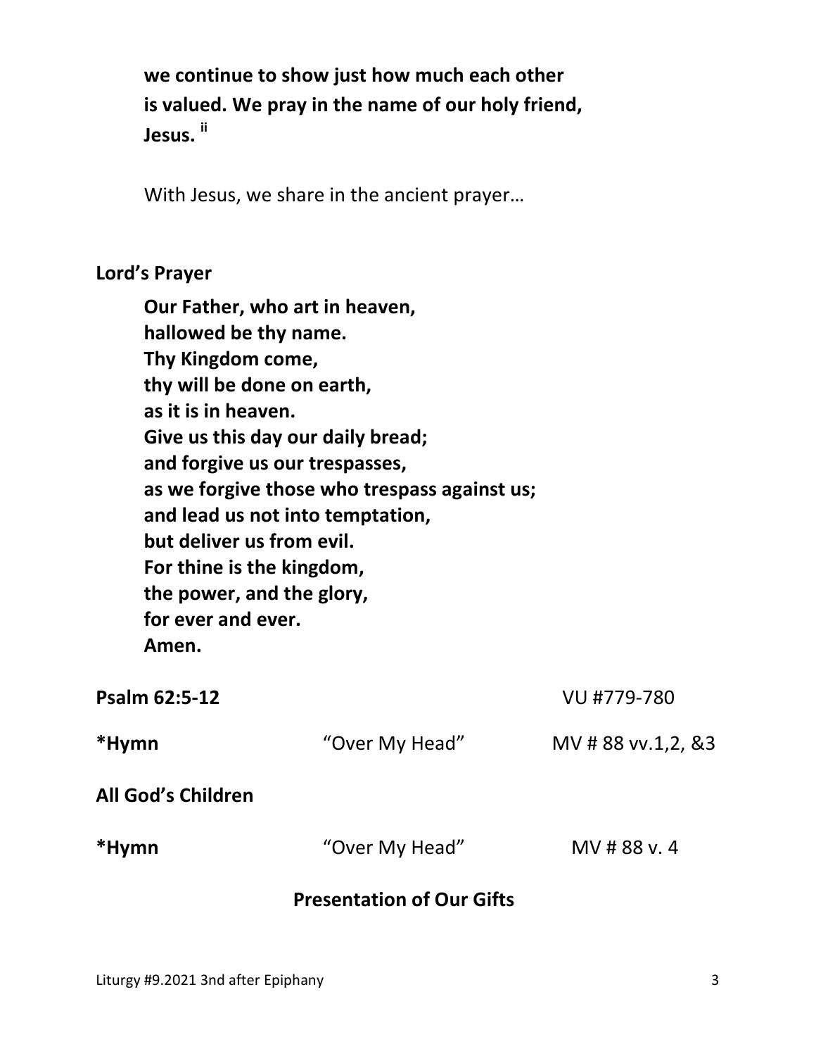**we continue to show just how much each other is valued. We pray in the name of our holy friend, Jesus.** [ii]

With Jesus, we share in the ancient prayer…

**Lord's Prayer**

**Our Father, who art in heaven,**
**hallowed be thy name.**
**Thy Kingdom come,**
**thy will be done on earth,**
**as it is in heaven.**
**Give us this day our daily bread;**
**and forgive us our trespasses,**
**as we forgive those who trespass against us;**
**and lead us not into temptation,**
**but deliver us from evil.**
**For thine is the kingdom,**
**the power, and the glory,**
**for ever and ever.**
**Amen.**

**Psalm 62:5-12** VU #779-780

**\*Hymn** "Over My Head" MV # 88 vv.1,2, &3

**All God's Children**

**\*Hymn** "Over My Head" MV # 88 v. 4

**Presentation of Our Gifts**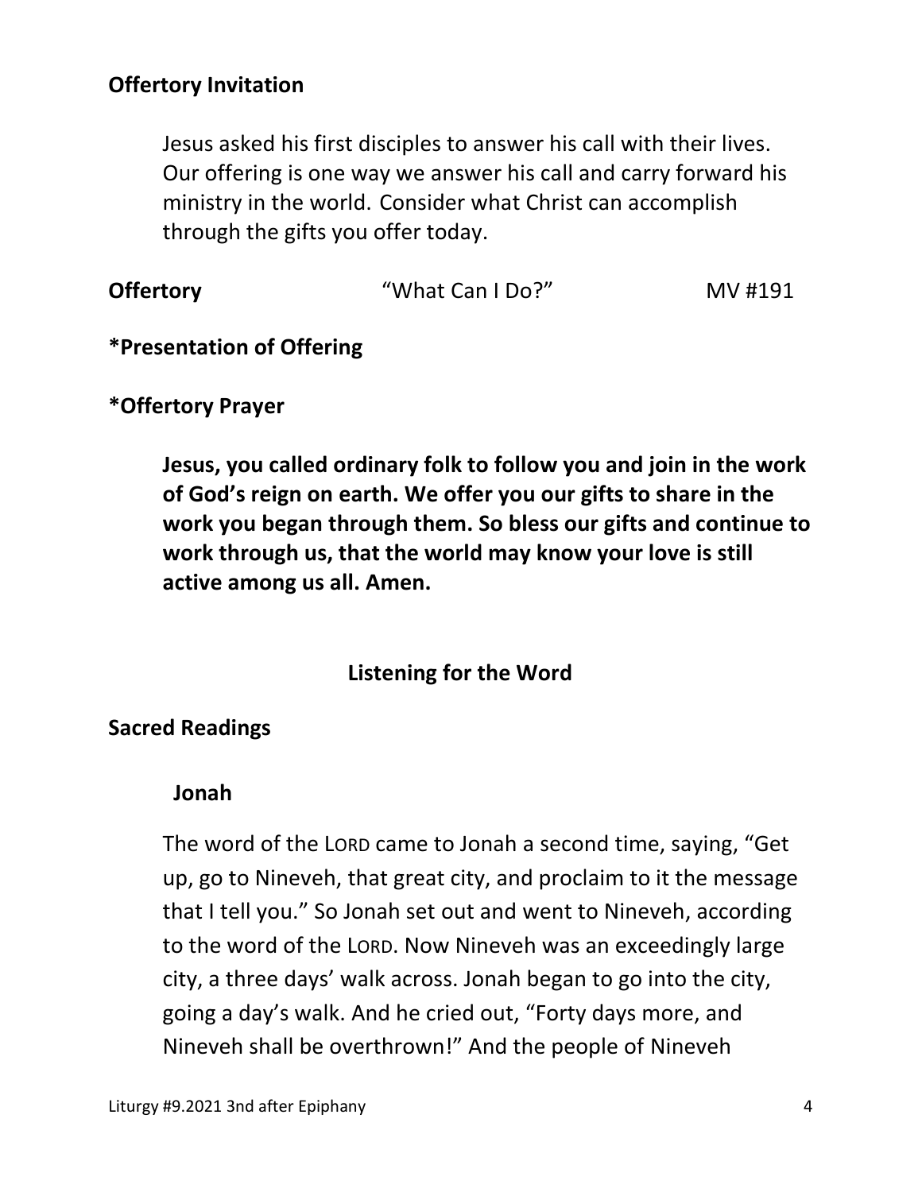**Offertory Invitation**

Jesus asked his first disciples to answer his call with their lives. Our offering is one way we answer his call and carry forward his ministry in the world. Consider what Christ can accomplish through the gifts you offer today.

**Offertory** "What Can I Do?" MV #191

**\*Presentation of Offering**

**\*Offertory Prayer**

**Jesus, you called ordinary folk to follow you and join in the work of God's reign on earth. We offer you our gifts to share in the work you began through them. So bless our gifts and continue to work through us, that the world may know your love is still active among us all. Amen.**

## Listening for the Word

**Sacred Readings**

**Jonah**

The word of the LORD came to Jonah a second time, saying, "Get up, go to Nineveh, that great city, and proclaim to it the message that I tell you." So Jonah set out and went to Nineveh, according to the word of the LORD. Now Nineveh was an exceedingly large city, a three days' walk across. Jonah began to go into the city, going a day's walk. And he cried out, "Forty days more, and Nineveh shall be overthrown!" And the people of Nineveh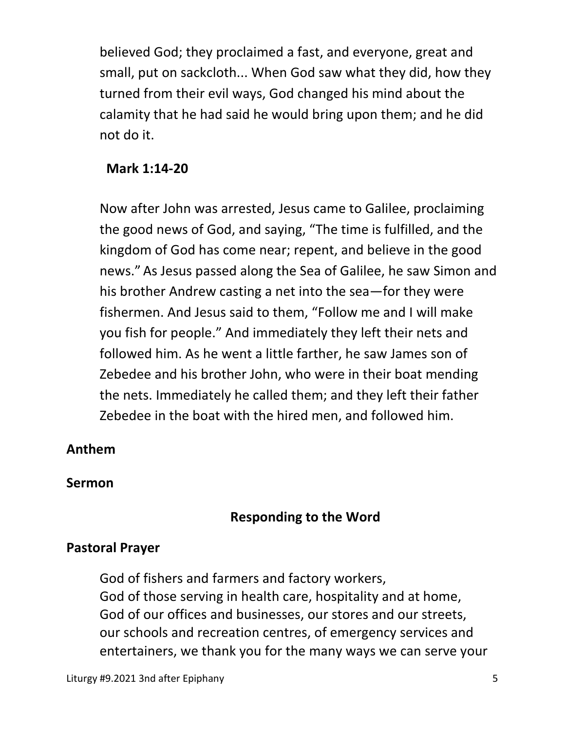believed God; they proclaimed a fast, and everyone, great and small, put on sackcloth... When God saw what they did, how they turned from their evil ways, God changed his mind about the calamity that he had said he would bring upon them; and he did not do it.

**Mark 1:14-20**

Now after John was arrested, Jesus came to Galilee, proclaiming the good news of God, and saying, "The time is fulfilled, and the kingdom of God has come near; repent, and believe in the good news." As Jesus passed along the Sea of Galilee, he saw Simon and his brother Andrew casting a net into the sea—for they were fishermen. And Jesus said to them, "Follow me and I will make you fish for people." And immediately they left their nets and followed him. As he went a little farther, he saw James son of Zebedee and his brother John, who were in their boat mending the nets. Immediately he called them; and they left their father Zebedee in the boat with the hired men, and followed him.

**Anthem**

**Sermon**

## Responding to the Word

**Pastoral Prayer**

God of fishers and farmers and factory workers,
God of those serving in health care, hospitality and at home,
God of our offices and businesses, our stores and our streets, our schools and recreation centres, of emergency services and entertainers, we thank you for the many ways we can serve your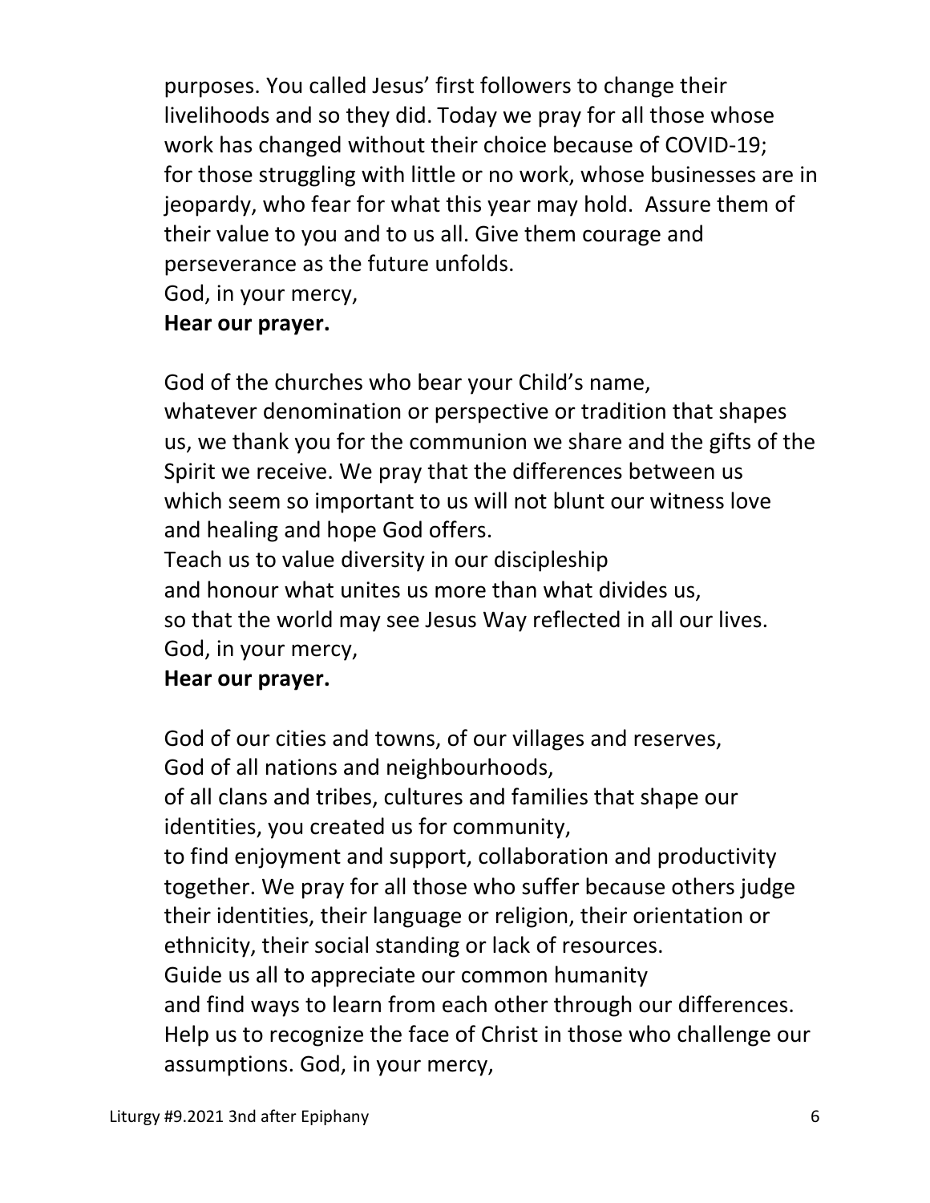purposes. You called Jesus' first followers to change their livelihoods and so they did. Today we pray for all those whose work has changed without their choice because of COVID-19; for those struggling with little or no work, whose businesses are in jeopardy, who fear for what this year may hold. Assure them of their value to you and to us all. Give them courage and perseverance as the future unfolds.
God, in your mercy,
**Hear our prayer.**

God of the churches who bear your Child's name,
whatever denomination or perspective or tradition that shapes us, we thank you for the communion we share and the gifts of the Spirit we receive. We pray that the differences between us which seem so important to us will not blunt our witness love and healing and hope God offers.
Teach us to value diversity in our discipleship
and honour what unites us more than what divides us,
so that the world may see Jesus Way reflected in all our lives.
God, in your mercy,
**Hear our prayer.**

God of our cities and towns, of our villages and reserves,
God of all nations and neighbourhoods,
of all clans and tribes, cultures and families that shape our identities, you created us for community,
to find enjoyment and support, collaboration and productivity together. We pray for all those who suffer because others judge their identities, their language or religion, their orientation or ethnicity, their social standing or lack of resources.
Guide us all to appreciate our common humanity
and find ways to learn from each other through our differences.
Help us to recognize the face of Christ in those who challenge our assumptions. God, in your mercy,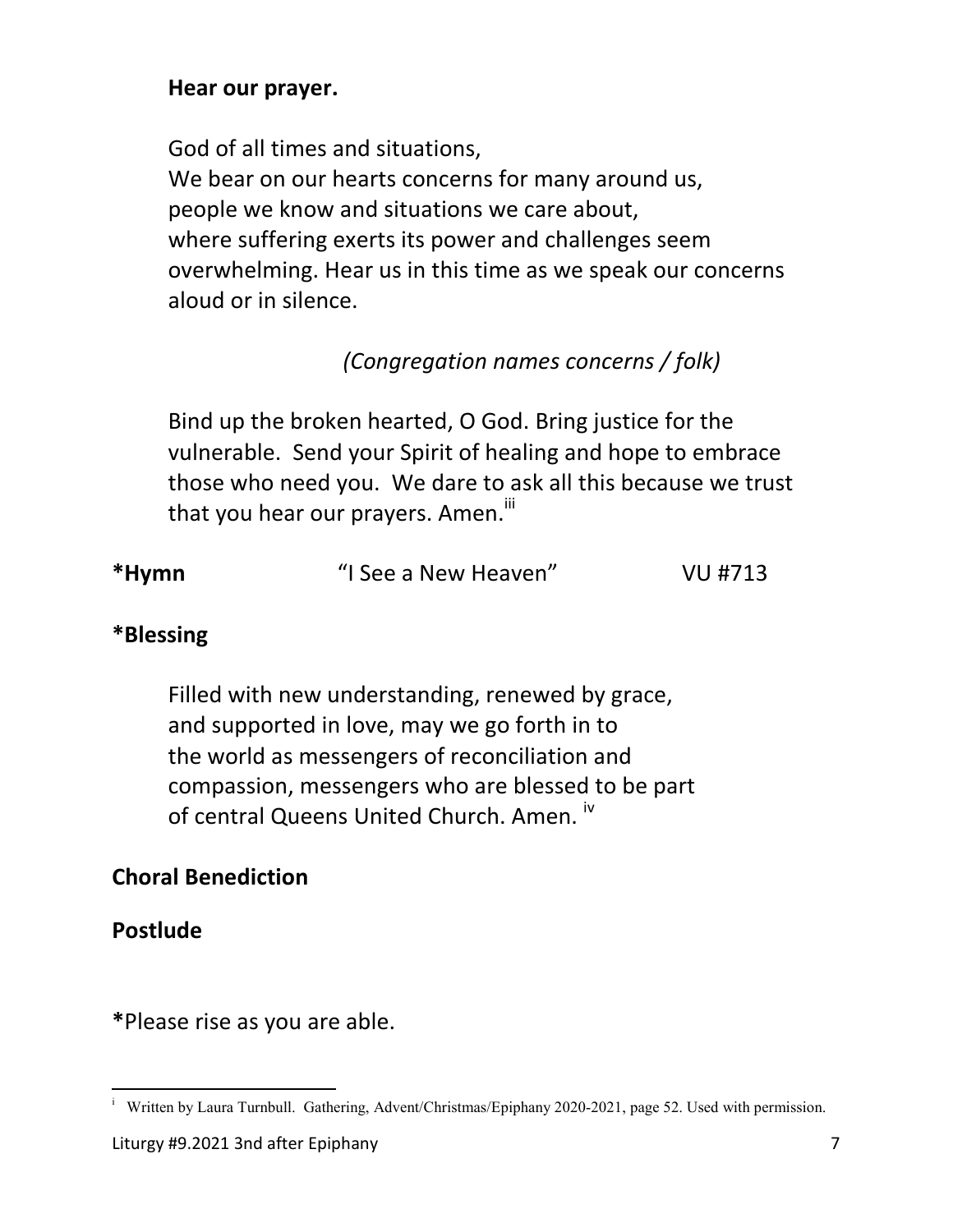**Hear our prayer.**

God of all times and situations,
We bear on our hearts concerns for many around us,
people we know and situations we care about,
where suffering exerts its power and challenges seem overwhelming. Hear us in this time as we speak our concerns aloud or in silence.

*(Congregation names concerns / folk)*

Bind up the broken hearted, O God. Bring justice for the vulnerable. Send your Spirit of healing and hope to embrace those who need you. We dare to ask all this because we trust that you hear our prayers. Amen.[iii]

**\*Hymn** "I See a New Heaven" VU #713

**\*Blessing**

Filled with new understanding, renewed by grace,
and supported in love, may we go forth in to
the world as messengers of reconciliation and
compassion, messengers who are blessed to be part
of central Queens United Church. Amen. [iv]

**Choral Benediction**

**Postlude**

\*Please rise as you are able.

---

[i] Written by Laura Turnbull. Gathering, Advent/Christmas/Epiphany 2020-2021, page 52. Used with permission.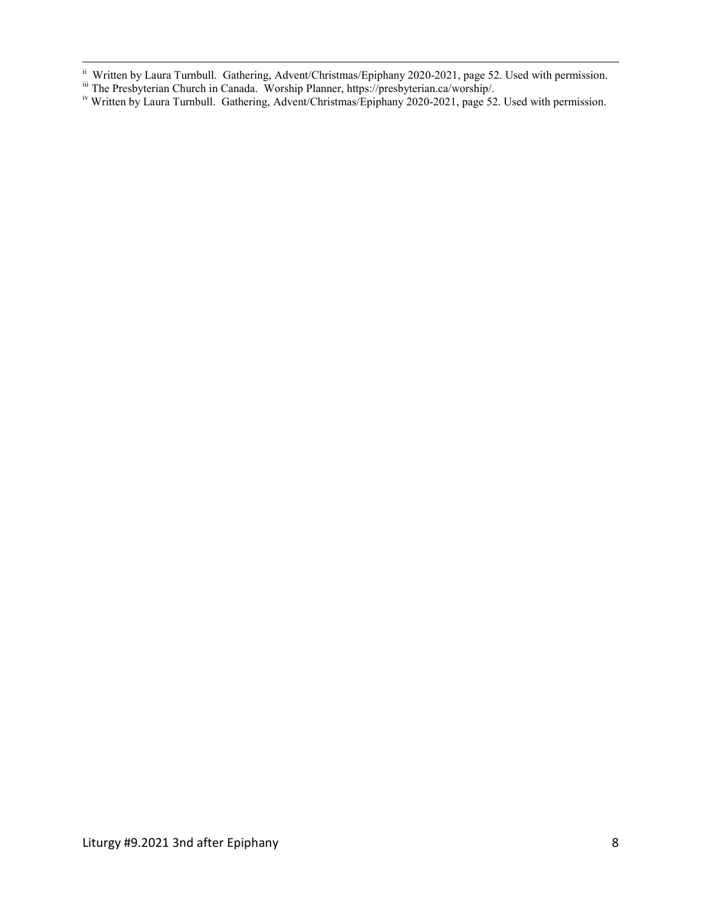[ii] Written by Laura Turnbull. Gathering, Advent/Christmas/Epiphany 2020-2021, page 52. Used with permission.

[iii] The Presbyterian Church in Canada. Worship Planner, https://presbyterian.ca/worship/.

[iv] Written by Laura Turnbull. Gathering, Advent/Christmas/Epiphany 2020-2021, page 52. Used with permission.